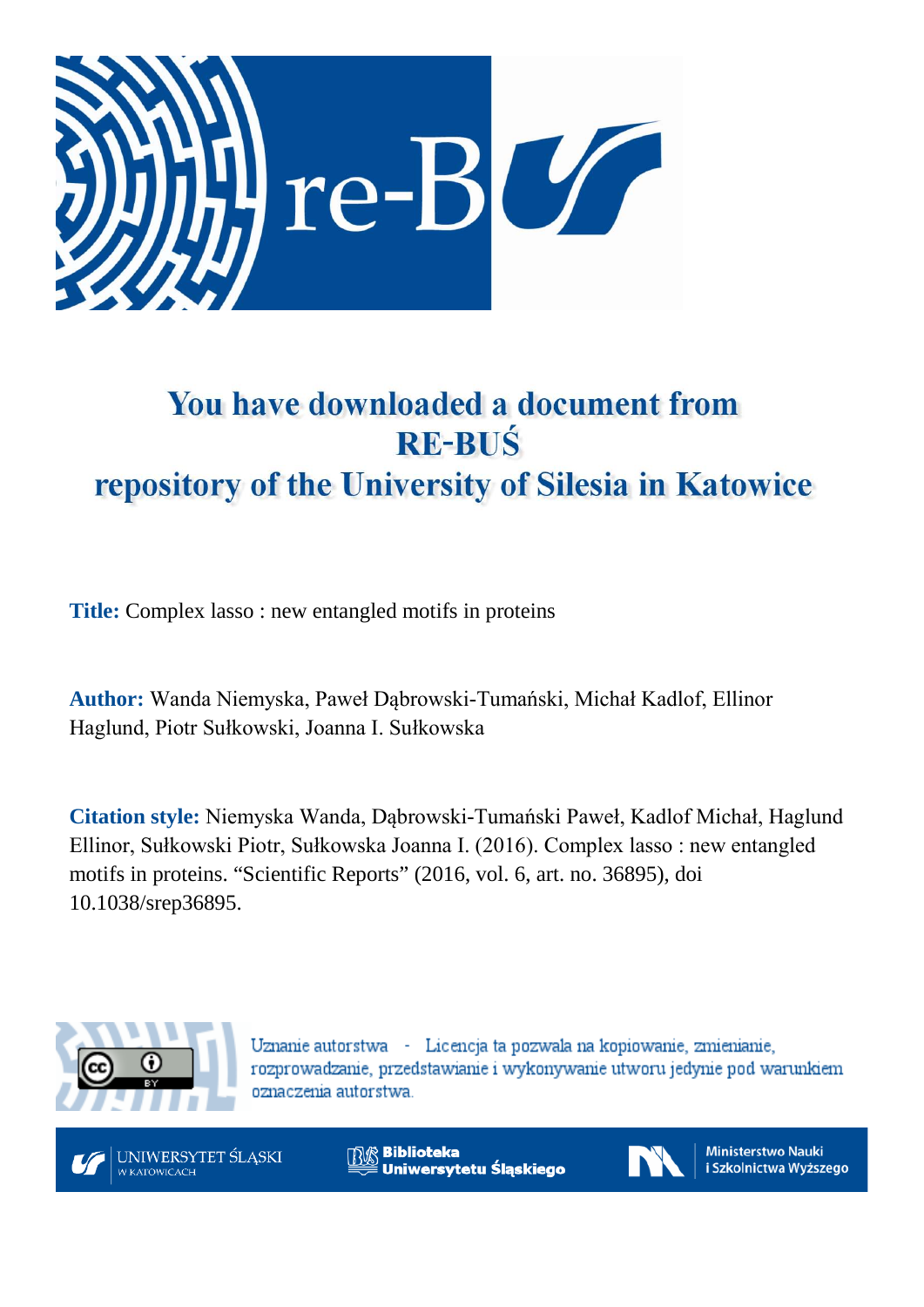# You have downloaded a document from RE-BUŚ repository of the University of Silesia in Katowice

**Title:** Complex lasso : new entangled motifs in proteins

**Author:** Wanda Niemyska, Paweł Dąbrowski-Tumański, Michał Kadlof, Ellinor Haglund, Piotr Sułkowski, Joanna I. Sułkowska

**Citation style:** Niemyska Wanda, Dąbrowski-Tumański Paweł, Kadlof Michał, Haglund Ellinor, Sułkowski Piotr, Sułkowska Joanna I. (2016). Complex lasso : new entangled motifs in proteins. "Scientific Reports" (2016, vol. 6, art. no. 36895), doi 10.1038/srep36895.

Uznanie autorstwa - Licencja ta pozwala na kopiowanie, zmienianie, rozprowadzanie, przedstawianie i wykonywanie utworu jedynie pod warunkiem oznaczenia autorstwa.

UNIWERSYTET ŚLĄSKI W KATOWICACH | Biblioteka Uniwersytetu Śląskiego | Ministerstwo Nauki i Szkolnictwa Wyższego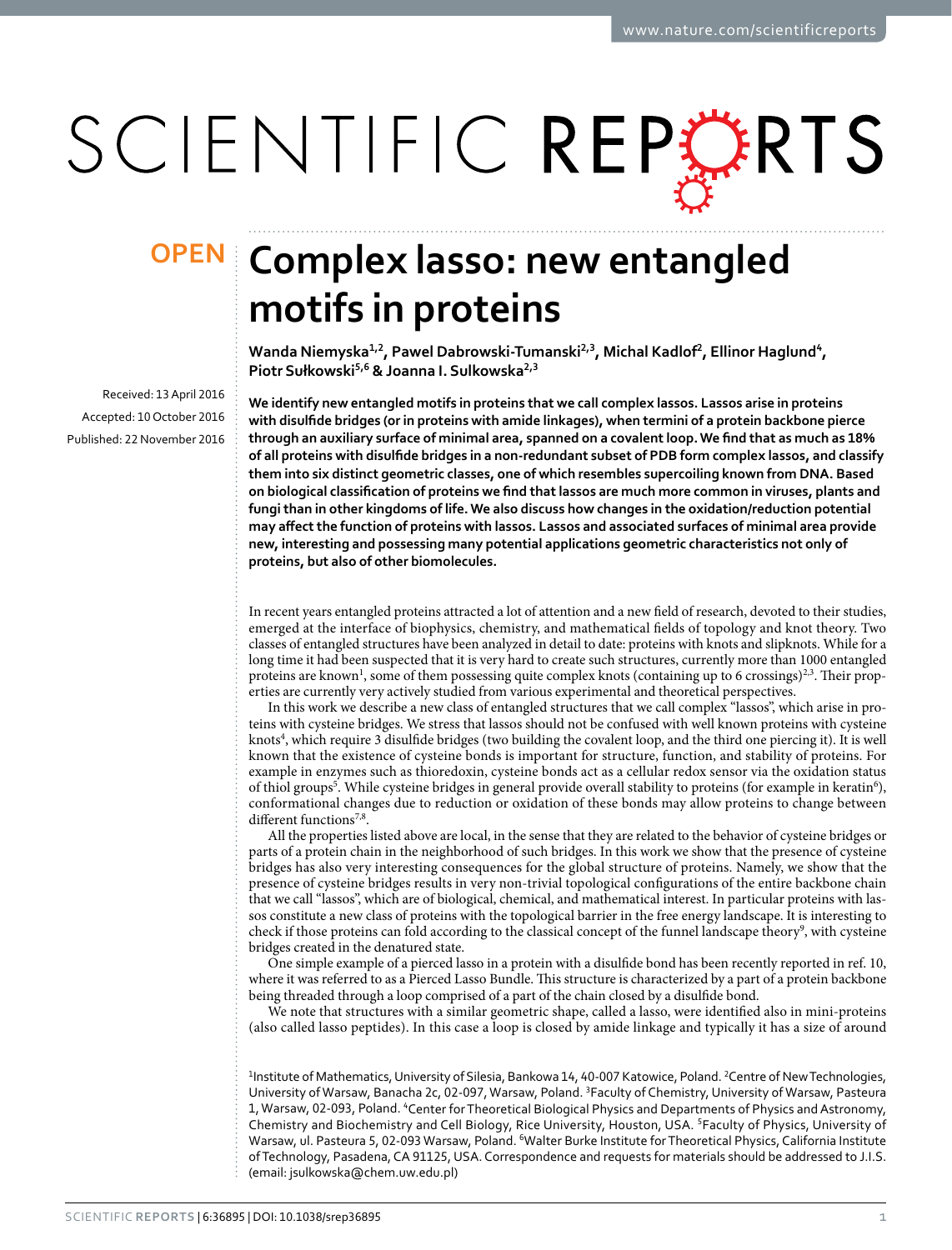**OPEN**

# Complex lasso: new entangled motifs in proteins

**Wanda Niemyska[1,2], Pawel Dabrowski-Tumanski[2,3], Michal Kadlof[2], Ellinor Haglund[4], Piotr Sułkowski[5,6] & Joanna I. Sulkowska[2,3]**

Received: 13 April 2016

Accepted: 10 October 2016

Published: 22 November 2016

**We identify new entangled motifs in proteins that we call complex lassos. Lassos arise in proteins with disulfide bridges (or in proteins with amide linkages), when termini of a protein backbone pierce through an auxiliary surface of minimal area, spanned on a covalent loop. We find that as much as 18% of all proteins with disulfide bridges in a non-redundant subset of PDB form complex lassos, and classify them into six distinct geometric classes, one of which resembles supercoiling known from DNA. Based on biological classification of proteins we find that lassos are much more common in viruses, plants and fungi than in other kingdoms of life. We also discuss how changes in the oxidation/reduction potential may affect the function of proteins with lassos. Lassos and associated surfaces of minimal area provide new, interesting and possessing many potential applications geometric characteristics not only of proteins, but also of other biomolecules.**

In recent years entangled proteins attracted a lot of attention and a new field of research, devoted to their studies, emerged at the interface of biophysics, chemistry, and mathematical fields of topology and knot theory. Two classes of entangled structures have been analyzed in detail to date: proteins with knots and slipknots. While for a long time it had been suspected that it is very hard to create such structures, currently more than 1000 entangled proteins are known[1], some of them possessing quite complex knots (containing up to 6 crossings)[2,3]. Their properties are currently very actively studied from various experimental and theoretical perspectives.

In this work we describe a new class of entangled structures that we call complex "lassos", which arise in proteins with cysteine bridges. We stress that lassos should not be confused with well known proteins with cysteine knots[4], which require 3 disulfide bridges (two building the covalent loop, and the third one piercing it). It is well known that the existence of cysteine bonds is important for structure, function, and stability of proteins. For example in enzymes such as thioredoxin, cysteine bonds act as a cellular redox sensor via the oxidation status of thiol groups[5]. While cysteine bridges in general provide overall stability to proteins (for example in keratin[6]), conformational changes due to reduction or oxidation of these bonds may allow proteins to change between different functions[7,8].

All the properties listed above are local, in the sense that they are related to the behavior of cysteine bridges or parts of a protein chain in the neighborhood of such bridges. In this work we show that the presence of cysteine bridges has also very interesting consequences for the global structure of proteins. Namely, we show that the presence of cysteine bridges results in very non-trivial topological configurations of the entire backbone chain that we call "lassos", which are of biological, chemical, and mathematical interest. In particular proteins with lassos constitute a new class of proteins with the topological barrier in the free energy landscape. It is interesting to check if those proteins can fold according to the classical concept of the funnel landscape theory[9], with cysteine bridges created in the denatured state.

One simple example of a pierced lasso in a protein with a disulfide bond has been recently reported in ref. 10, where it was referred to as a Pierced Lasso Bundle. This structure is characterized by a part of a protein backbone being threaded through a loop comprised of a part of the chain closed by a disulfide bond.

We note that structures with a similar geometric shape, called a lasso, were identified also in mini-proteins (also called lasso peptides). In this case a loop is closed by amide linkage and typically it has a size of around

[1]Institute of Mathematics, University of Silesia, Bankowa 14, 40-007 Katowice, Poland. [2]Centre of New Technologies, University of Warsaw, Banacha 2c, 02-097, Warsaw, Poland. [3]Faculty of Chemistry, University of Warsaw, Pasteura 1, Warsaw, 02-093, Poland. [4]Center for Theoretical Biological Physics and Departments of Physics and Astronomy, Chemistry and Biochemistry and Cell Biology, Rice University, Houston, USA. [5]Faculty of Physics, University of Warsaw, ul. Pasteura 5, 02-093 Warsaw, Poland. [6]Walter Burke Institute for Theoretical Physics, California Institute of Technology, Pasadena, CA 91125, USA. Correspondence and requests for materials should be addressed to J.I.S. (email: jsulkowska@chem.uw.edu.pl)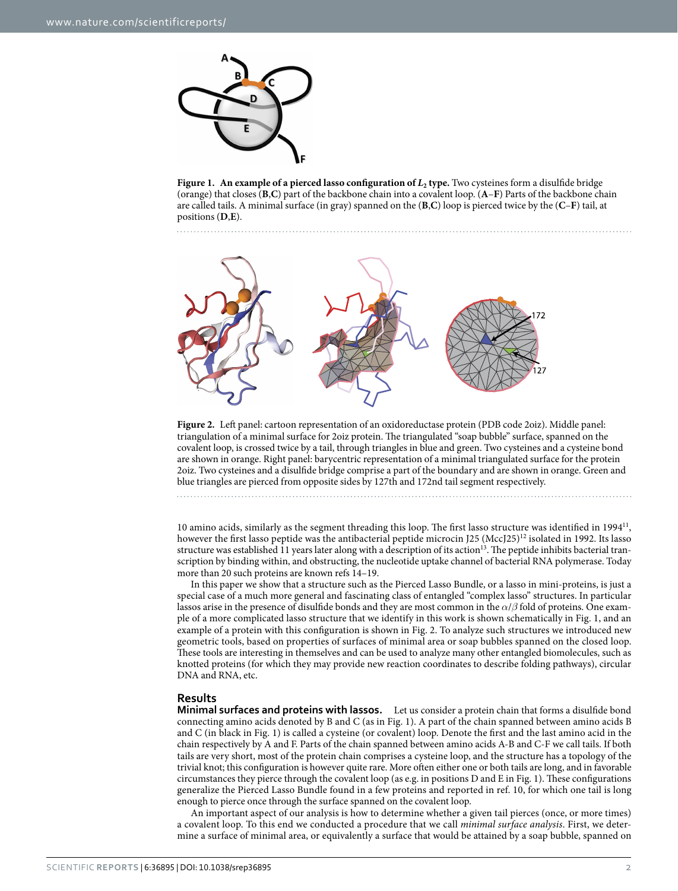**Figure 1. An example of a pierced lasso configuration of $L_2$ type.** Two cysteines form a disulfide bridge (orange) that closes (**B**,**C**) part of the backbone chain into a covalent loop. (**A**–**F**) Parts of the backbone chain are called tails. A minimal surface (in gray) spanned on the (**B**,**C**) loop is pierced twice by the (**C**–**F**) tail, at positions (**D**,**E**).

**Figure 2.** Left panel: cartoon representation of an oxidoreductase protein (PDB code 2oiz). Middle panel: triangulation of a minimal surface for 2oiz protein. The triangulated "soap bubble" surface, spanned on the covalent loop, is crossed twice by a tail, through triangles in blue and green. Two cysteines and a cysteine bond are shown in orange. Right panel: barycentric representation of a minimal triangulated surface for the protein 2oiz. Two cysteines and a disulfide bridge comprise a part of the boundary and are shown in orange. Green and blue triangles are pierced from opposite sides by 127th and 172nd tail segment respectively.

10 amino acids, similarly as the segment threading this loop. The first lasso structure was identified in 1994[11], however the first lasso peptide was the antibacterial peptide microcin J25 (MccJ25)[12] isolated in 1992. Its lasso structure was established 11 years later along with a description of its action[13]. The peptide inhibits bacterial transcription by binding within, and obstructing, the nucleotide uptake channel of bacterial RNA polymerase. Today more than 20 such proteins are known refs 14–19.

In this paper we show that a structure such as the Pierced Lasso Bundle, or a lasso in mini-proteins, is just a special case of a much more general and fascinating class of entangled "complex lasso" structures. In particular lassos arise in the presence of disulfide bonds and they are most common in the $\alpha/\beta$ fold of proteins. One example of a more complicated lasso structure that we identify in this work is shown schematically in Fig. 1, and an example of a protein with this configuration is shown in Fig. 2. To analyze such structures we introduced new geometric tools, based on properties of surfaces of minimal area or soap bubbles spanned on the closed loop. These tools are interesting in themselves and can be used to analyze many other entangled biomolecules, such as knotted proteins (for which they may provide new reaction coordinates to describe folding pathways), circular DNA and RNA, etc.

## Results

### Minimal surfaces and proteins with lassos.

Let us consider a protein chain that forms a disulfide bond connecting amino acids denoted by B and C (as in Fig. 1). A part of the chain spanned between amino acids B and C (in black in Fig. 1) is called a cysteine (or covalent) loop. Denote the first and the last amino acid in the chain respectively by A and F. Parts of the chain spanned between amino acids A-B and C-F we call tails. If both tails are very short, most of the protein chain comprises a cysteine loop, and the structure has a topology of the trivial knot; this configuration is however quite rare. More often either one or both tails are long, and in favorable circumstances they pierce through the covalent loop (as e.g. in positions D and E in Fig. 1). These configurations generalize the Pierced Lasso Bundle found in a few proteins and reported in ref. 10, for which one tail is long enough to pierce once through the surface spanned on the covalent loop.

An important aspect of our analysis is how to determine whether a given tail pierces (once, or more times) a covalent loop. To this end we conducted a procedure that we call *minimal surface analysis*. First, we determine a surface of minimal area, or equivalently a surface that would be attained by a soap bubble, spanned on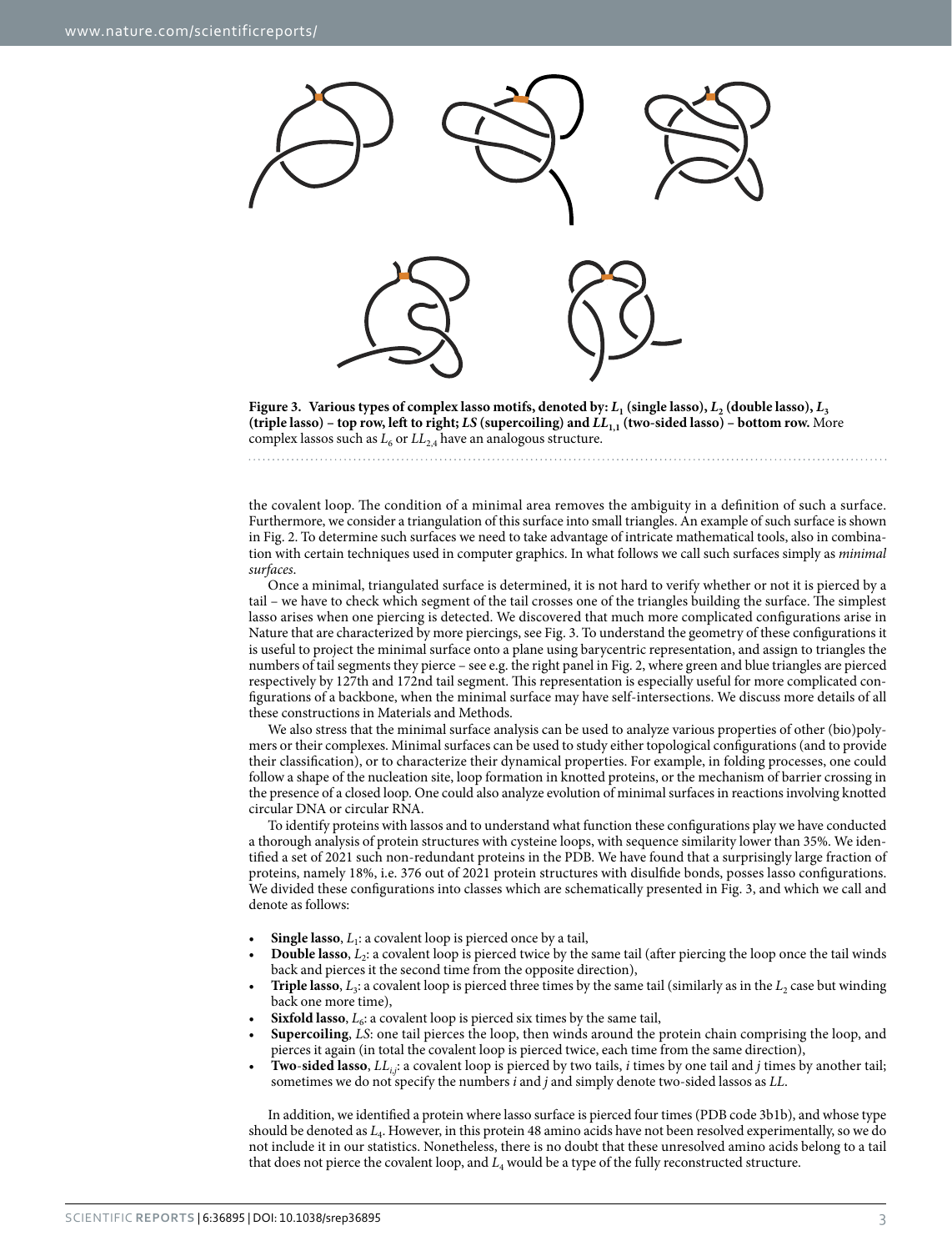**Figure 3. Various types of complex lasso motifs, denoted by: $L_1$ (single lasso), $L_2$ (double lasso), $L_3$ (triple lasso) – top row, left to right; $LS$ (supercoiling) and $LL_{1,1}$ (two-sided lasso) – bottom row.** More complex lassos such as $L_6$ or $LL_{2,4}$ have an analogous structure.

the covalent loop. The condition of a minimal area removes the ambiguity in a definition of such a surface. Furthermore, we consider a triangulation of this surface into small triangles. An example of such surface is shown in Fig. 2. To determine such surfaces we need to take advantage of intricate mathematical tools, also in combination with certain techniques used in computer graphics. In what follows we call such surfaces simply as *minimal surfaces*.

Once a minimal, triangulated surface is determined, it is not hard to verify whether or not it is pierced by a tail – we have to check which segment of the tail crosses one of the triangles building the surface. The simplest lasso arises when one piercing is detected. We discovered that much more complicated configurations arise in Nature that are characterized by more piercings, see Fig. 3. To understand the geometry of these configurations it is useful to project the minimal surface onto a plane using barycentric representation, and assign to triangles the numbers of tail segments they pierce – see e.g. the right panel in Fig. 2, where green and blue triangles are pierced respectively by 127th and 172nd tail segment. This representation is especially useful for more complicated configurations of a backbone, when the minimal surface may have self-intersections. We discuss more details of all these constructions in Materials and Methods.

We also stress that the minimal surface analysis can be used to analyze various properties of other (bio)polymers or their complexes. Minimal surfaces can be used to study either topological configurations (and to provide their classification), or to characterize their dynamical properties. For example, in folding processes, one could follow a shape of the nucleation site, loop formation in knotted proteins, or the mechanism of barrier crossing in the presence of a closed loop. One could also analyze evolution of minimal surfaces in reactions involving knotted circular DNA or circular RNA.

To identify proteins with lassos and to understand what function these configurations play we have conducted a thorough analysis of protein structures with cysteine loops, with sequence similarity lower than 35%. We identified a set of 2021 such non-redundant proteins in the PDB. We have found that a surprisingly large fraction of proteins, namely 18%, i.e. 376 out of 2021 protein structures with disulfide bonds, posses lasso configurations. We divided these configurations into classes which are schematically presented in Fig. 3, and which we call and denote as follows:

- **Single lasso**, $L_1$: a covalent loop is pierced once by a tail,
- **Double lasso**, $L_2$: a covalent loop is pierced twice by the same tail (after piercing the loop once the tail winds back and pierces it the second time from the opposite direction),
- **Triple lasso**, $L_3$: a covalent loop is pierced three times by the same tail (similarly as in the $L_2$ case but winding back one more time),
- **Sixfold lasso**, $L_6$: a covalent loop is pierced six times by the same tail,
- **Supercoiling**, $LS$: one tail pierces the loop, then winds around the protein chain comprising the loop, and pierces it again (in total the covalent loop is pierced twice, each time from the same direction),
- **Two-sided lasso**, $LL_{i,j}$: a covalent loop is pierced by two tails, $i$ times by one tail and $j$ times by another tail; sometimes we do not specify the numbers $i$ and $j$ and simply denote two-sided lassos as $LL$.

In addition, we identified a protein where lasso surface is pierced four times (PDB code 3b1b), and whose type should be denoted as $L_4$. However, in this protein 48 amino acids have not been resolved experimentally, so we do not include it in our statistics. Nonetheless, there is no doubt that these unresolved amino acids belong to a tail that does not pierce the covalent loop, and $L_4$ would be a type of the fully reconstructed structure.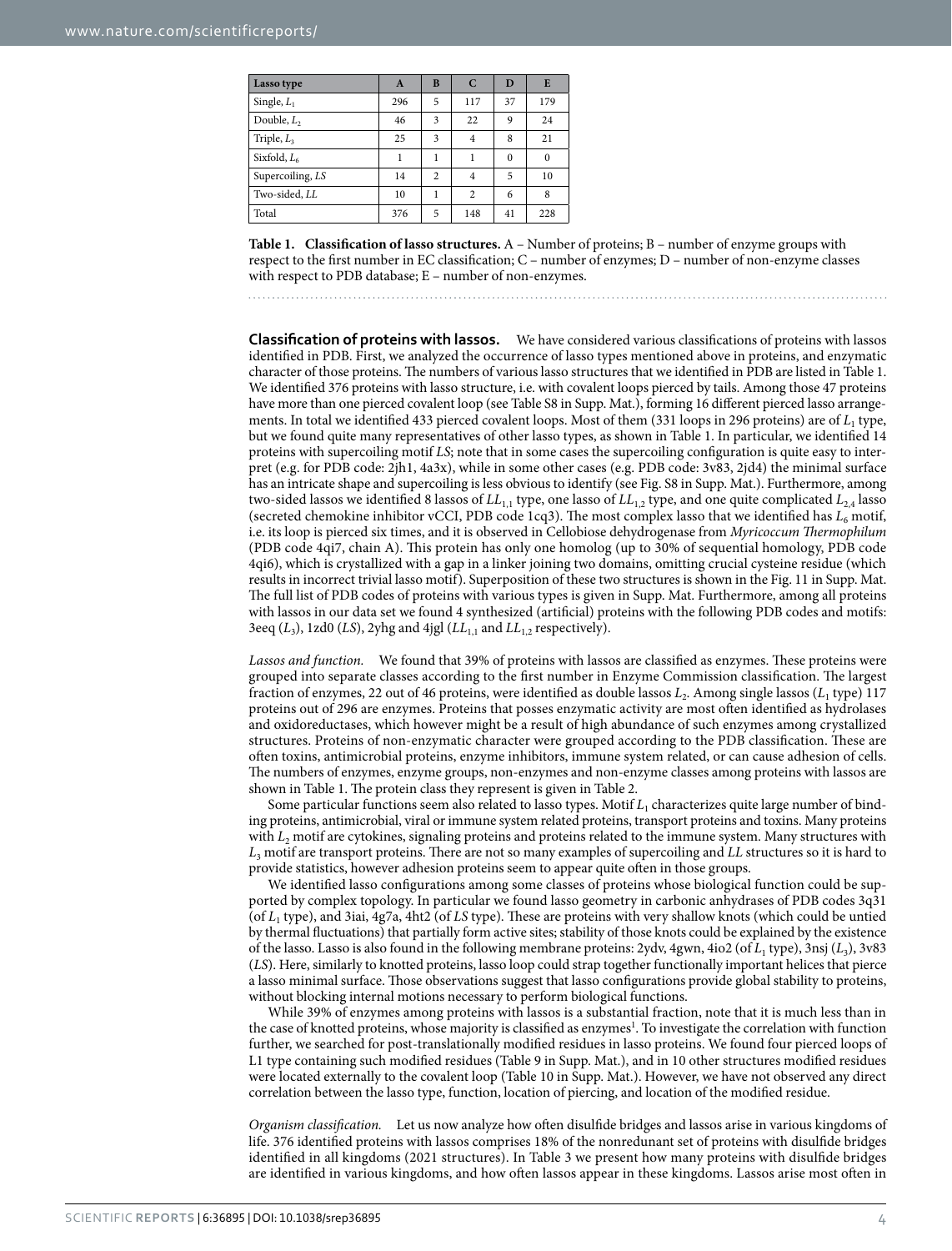| Lasso type | A | B | C | D | E |
|---|---|---|---|---|---|
| Single, $L_1$ | 296 | 5 | 117 | 37 | 179 |
| Double, $L_2$ | 46 | 3 | 22 | 9 | 24 |
| Triple, $L_3$ | 25 | 3 | 4 | 8 | 21 |
| Sixfold, $L_6$ | 1 | 1 | 1 | 0 | 0 |
| Supercoiling, *LS* | 14 | 2 | 4 | 5 | 10 |
| Two-sided, *LL* | 10 | 1 | 2 | 6 | 8 |
| Total | 376 | 5 | 148 | 41 | 228 |

**Table 1. Classification of lasso structures.** A – Number of proteins; B – number of enzyme groups with respect to the first number in EC classification; C – number of enzymes; D – number of non-enzyme classes with respect to PDB database; E – number of non-enzymes.

**Classification of proteins with lassos.** We have considered various classifications of proteins with lassos identified in PDB. First, we analyzed the occurrence of lasso types mentioned above in proteins, and enzymatic character of those proteins. The numbers of various lasso structures that we identified in PDB are listed in Table 1. We identified 376 proteins with lasso structure, i.e. with covalent loops pierced by tails. Among those 47 proteins have more than one pierced covalent loop (see Table S8 in Supp. Mat.), forming 16 different pierced lasso arrangements. In total we identified 433 pierced covalent loops. Most of them (331 loops in 296 proteins) are of $L_1$ type, but we found quite many representatives of other lasso types, as shown in Table 1. In particular, we identified 14 proteins with supercoiling motif *LS*; note that in some cases the supercoiling configuration is quite easy to interpret (e.g. for PDB code: 2jh1, 4a3x), while in some other cases (e.g. PDB code: 3v83, 2jd4) the minimal surface has an intricate shape and supercoiling is less obvious to identify (see Fig. S8 in Supp. Mat.). Furthermore, among two-sided lassos we identified 8 lassos of $LL_{1,1}$ type, one lasso of $LL_{1,2}$ type, and one quite complicated $L_{2,4}$ lasso (secreted chemokine inhibitor vCCI, PDB code 1cq3). The most complex lasso that we identified has $L_6$ motif, i.e. its loop is pierced six times, and it is observed in Cellobiose dehydrogenase from *Myricoccum Thermophilum* (PDB code 4qi7, chain A). This protein has only one homolog (up to 30% of sequential homology, PDB code 4qi6), which is crystallized with a gap in a linker joining two domains, omitting crucial cysteine residue (which results in incorrect trivial lasso motif). Superposition of these two structures is shown in the Fig. 11 in Supp. Mat. The full list of PDB codes of proteins with various types is given in Supp. Mat. Furthermore, among all proteins with lassos in our data set we found 4 synthesized (artificial) proteins with the following PDB codes and motifs: 3eeq ($L_3$), 1zd0 (*LS*), 2yhg and 4jgl ($LL_{1,1}$ and $LL_{1,2}$ respectively).

*Lassos and function.* We found that 39% of proteins with lassos are classified as enzymes. These proteins were grouped into separate classes according to the first number in Enzyme Commission classification. The largest fraction of enzymes, 22 out of 46 proteins, were identified as double lassos $L_2$. Among single lassos ($L_1$ type) 117 proteins out of 296 are enzymes. Proteins that posses enzymatic activity are most often identified as hydrolases and oxidoreductases, which however might be a result of high abundance of such enzymes among crystallized structures. Proteins of non-enzymatic character were grouped according to the PDB classification. These are often toxins, antimicrobial proteins, enzyme inhibitors, immune system related, or can cause adhesion of cells. The numbers of enzymes, enzyme groups, non-enzymes and non-enzyme classes among proteins with lassos are shown in Table 1. The protein class they represent is given in Table 2.

Some particular functions seem also related to lasso types. Motif $L_1$ characterizes quite large number of binding proteins, antimicrobial, viral or immune system related proteins, transport proteins and toxins. Many proteins with $L_2$ motif are cytokines, signaling proteins and proteins related to the immune system. Many structures with $L_3$ motif are transport proteins. There are not so many examples of supercoiling and *LL* structures so it is hard to provide statistics, however adhesion proteins seem to appear quite often in those groups.

We identified lasso configurations among some classes of proteins whose biological function could be supported by complex topology. In particular we found lasso geometry in carbonic anhydrases of PDB codes 3q31 (of $L_1$ type), and 3iai, 4g7a, 4ht2 (of *LS* type). These are proteins with very shallow knots (which could be untied by thermal fluctuations) that partially form active sites; stability of those knots could be explained by the existence of the lasso. Lasso is also found in the following membrane proteins: 2ydv, 4gwn, 4io2 (of $L_1$ type), 3nsj ($L_3$), 3v83 (*LS*). Here, similarly to knotted proteins, lasso loop could strap together functionally important helices that pierce a lasso minimal surface. Those observations suggest that lasso configurations provide global stability to proteins, without blocking internal motions necessary to perform biological functions.

While 39% of enzymes among proteins with lassos is a substantial fraction, note that it is much less than in the case of knotted proteins, whose majority is classified as enzymes[1]. To investigate the correlation with function further, we searched for post-translationally modified residues in lasso proteins. We found four pierced loops of L1 type containing such modified residues (Table 9 in Supp. Mat.), and in 10 other structures modified residues were located externally to the covalent loop (Table 10 in Supp. Mat.). However, we have not observed any direct correlation between the lasso type, function, location of piercing, and location of the modified residue.

*Organism classification.* Let us now analyze how often disulfide bridges and lassos arise in various kingdoms of life. 376 identified proteins with lassos comprises 18% of the nonredundant set of proteins with disulfide bridges identified in all kingdoms (2021 structures). In Table 3 we present how many proteins with disulfide bridges are identified in various kingdoms, and how often lassos appear in these kingdoms. Lassos arise most often in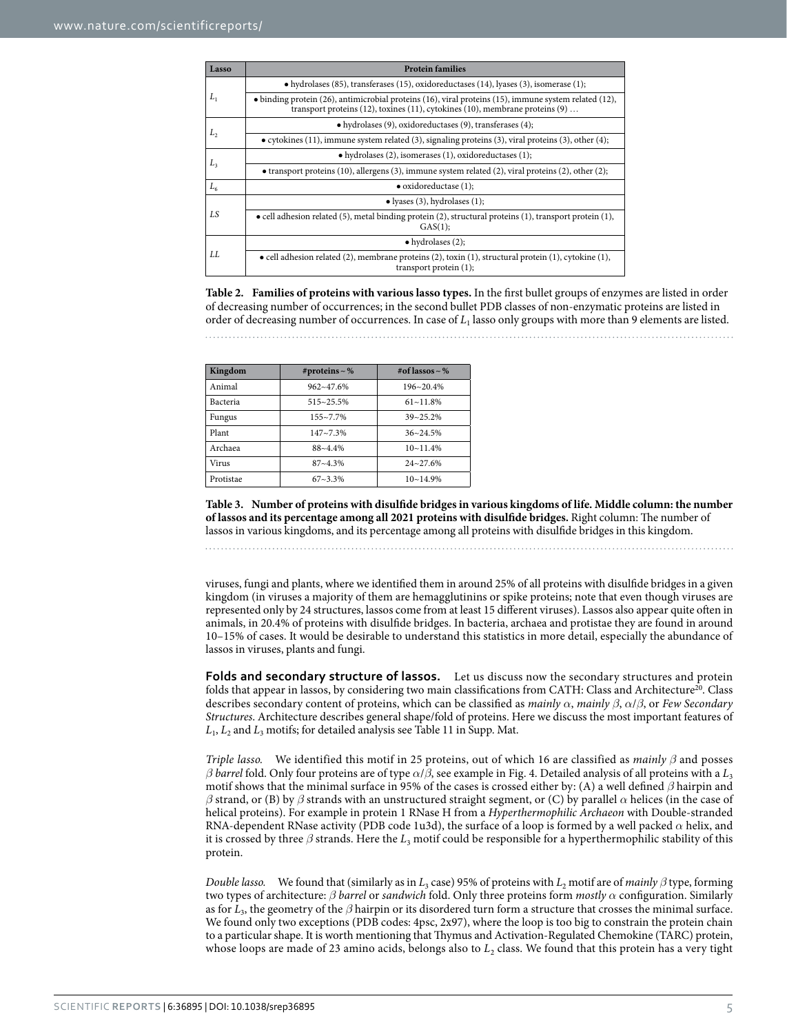| Lasso | Protein families |
|---|---|
| $L_1$ | • hydrolases (85), transferases (15), oxidoreductases (14), lyases (3), isomerase (1); |
| | • binding protein (26), antimicrobial proteins (16), viral proteins (15), immune system related (12), transport proteins (12), toxines (11), cytokines (10), membrane proteins (9) … |
| $L_2$ | • hydrolases (9), oxidoreductases (9), transferases (4); |
| | • cytokines (11), immune system related (3), signaling proteins (3), viral proteins (3), other (4); |
| $L_3$ | • hydrolases (2), isomerases (1), oxidoreductases (1); |
| | • transport proteins (10), allergens (3), immune system related (2), viral proteins (2), other (2); |
| $L_6$ | • oxidoreductase (1); |
| $LS$ | • lyases (3), hydrolases (1); |
| | • cell adhesion related (5), metal binding protein (2), structural proteins (1), transport protein (1), GAS(1); |
| $LL$ | • hydrolases (2); |
| | • cell adhesion related (2), membrane proteins (2), toxin (1), structural protein (1), cytokine (1), transport protein (1); |

**Table 2. Families of proteins with various lasso types.** In the first bullet groups of enzymes are listed in order of decreasing number of occurrences; in the second bullet PDB classes of non-enzymatic proteins are listed in order of decreasing number of occurrences. In case of $L_1$ lasso only groups with more than 9 elements are listed.

| Kingdom | #proteins ~ % | #of lassos ~ % |
|---|---|---|
| Animal | 962~47.6% | 196~20.4% |
| Bacteria | 515~25.5% | 61~11.8% |
| Fungus | 155~7.7% | 39~25.2% |
| Plant | 147~7.3% | 36~24.5% |
| Archaea | 88~4.4% | 10~11.4% |
| Virus | 87~4.3% | 24~27.6% |
| Protistae | 67~3.3% | 10~14.9% |

**Table 3. Number of proteins with disulfide bridges in various kingdoms of life. Middle column: the number of lassos and its percentage among all 2021 proteins with disulfide bridges.** Right column: The number of lassos in various kingdoms, and its percentage among all proteins with disulfide bridges in this kingdom.

viruses, fungi and plants, where we identified them in around 25% of all proteins with disulfide bridges in a given kingdom (in viruses a majority of them are hemagglutinins or spike proteins; note that even though viruses are represented only by 24 structures, lassos come from at least 15 different viruses). Lassos also appear quite often in animals, in 20.4% of proteins with disulfide bridges. In bacteria, archaea and protistae they are found in around 10–15% of cases. It would be desirable to understand this statistics in more detail, especially the abundance of lassos in viruses, plants and fungi.

**Folds and secondary structure of lassos.** Let us discuss now the secondary structures and protein folds that appear in lassos, by considering two main classifications from CATH: Class and Architecture[20]. Class describes secondary content of proteins, which can be classified as *mainly* $\alpha$, *mainly* $\beta$, $\alpha/\beta$, or *Few Secondary Structures*. Architecture describes general shape/fold of proteins. Here we discuss the most important features of $L_1$, $L_2$ and $L_3$ motifs; for detailed analysis see Table 11 in Supp. Mat.

*Triple lasso.* We identified this motif in 25 proteins, out of which 16 are classified as *mainly* $\beta$ and posses $\beta$ *barrel* fold. Only four proteins are of type $\alpha/\beta$, see example in Fig. 4. Detailed analysis of all proteins with a $L_3$ motif shows that the minimal surface in 95% of the cases is crossed either by: (A) a well defined $\beta$ hairpin and $\beta$ strand, or (B) by $\beta$ strands with an unstructured straight segment, or (C) by parallel $\alpha$ helices (in the case of helical proteins). For example in protein 1 RNase H from a *Hyperthermophilic Archaeon* with Double-stranded RNA-dependent RNase activity (PDB code 1u3d), the surface of a loop is formed by a well packed $\alpha$ helix, and it is crossed by three $\beta$ strands. Here the $L_3$ motif could be responsible for a hyperthermophilic stability of this protein.

*Double lasso.* We found that (similarly as in $L_3$ case) 95% of proteins with $L_2$ motif are of *mainly* $\beta$ type, forming two types of architecture: $\beta$ *barrel* or *sandwich* fold. Only three proteins form *mostly* $\alpha$ configuration. Similarly as for $L_3$, the geometry of the $\beta$ hairpin or its disordered turn form a structure that crosses the minimal surface. We found only two exceptions (PDB codes: 4psc, 2x97), where the loop is too big to constrain the protein chain to a particular shape. It is worth mentioning that Thymus and Activation-Regulated Chemokine (TARC) protein, whose loops are made of 23 amino acids, belongs also to $L_2$ class. We found that this protein has a very tight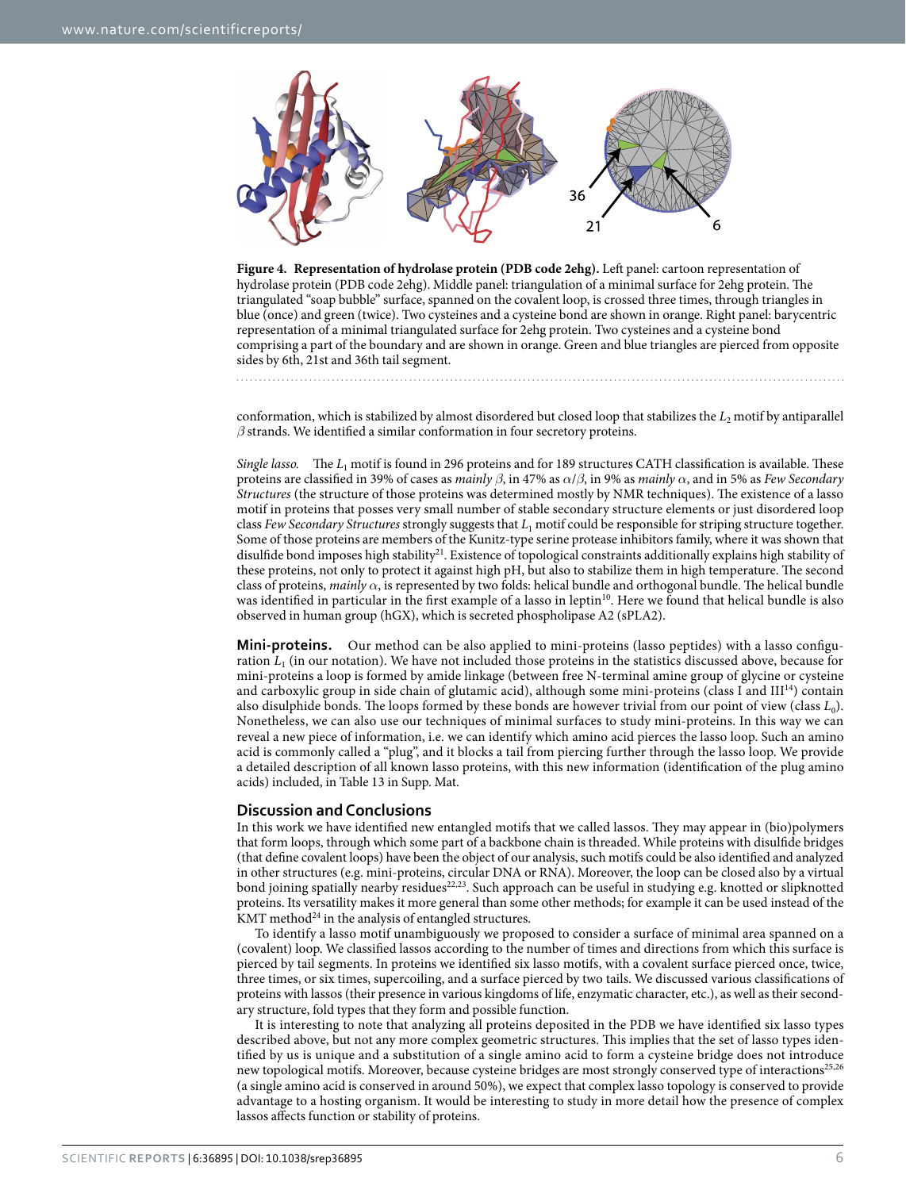36

21

6

**Figure 4. Representation of hydrolase protein (PDB code 2ehg).** Left panel: cartoon representation of hydrolase protein (PDB code 2ehg). Middle panel: triangulation of a minimal surface for 2ehg protein. The triangulated "soap bubble" surface, spanned on the covalent loop, is crossed three times, through triangles in blue (once) and green (twice). Two cysteines and a cysteine bond are shown in orange. Right panel: barycentric representation of a minimal triangulated surface for 2ehg protein. Two cysteines and a cysteine bond comprising a part of the boundary and are shown in orange. Green and blue triangles are pierced from opposite sides by 6th, 21st and 36th tail segment.

conformation, which is stabilized by almost disordered but closed loop that stabilizes the $L_2$ motif by antiparallel $\beta$ strands. We identified a similar conformation in four secretory proteins.

*Single lasso.* The $L_1$ motif is found in 296 proteins and for 189 structures CATH classification is available. These proteins are classified in 39% of cases as *mainly* $\beta$, in 47% as $\alpha/\beta$, in 9% as *mainly* $\alpha$, and in 5% as *Few Secondary Structures* (the structure of those proteins was determined mostly by NMR techniques). The existence of a lasso motif in proteins that posses very small number of stable secondary structure elements or just disordered loop class *Few Secondary Structures* strongly suggests that $L_1$ motif could be responsible for striping structure together. Some of those proteins are members of the Kunitz-type serine protease inhibitors family, where it was shown that disulfide bond imposes high stability[21]. Existence of topological constraints additionally explains high stability of these proteins, not only to protect it against high pH, but also to stabilize them in high temperature. The second class of proteins, *mainly* $\alpha$, is represented by two folds: helical bundle and orthogonal bundle. The helical bundle was identified in particular in the first example of a lasso in leptin[10]. Here we found that helical bundle is also observed in human group (hGX), which is secreted phospholipase A2 (sPLA2).

**Mini-proteins.** Our method can be also applied to mini-proteins (lasso peptides) with a lasso configuration $L_1$ (in our notation). We have not included those proteins in the statistics discussed above, because for mini-proteins a loop is formed by amide linkage (between free N-terminal amine group of glycine or cysteine and carboxylic group in side chain of glutamic acid), although some mini-proteins (class I and III[14]) contain also disulphide bonds. The loops formed by these bonds are however trivial from our point of view (class $L_0$). Nonetheless, we can also use our techniques of minimal surfaces to study mini-proteins. In this way we can reveal a new piece of information, i.e. we can identify which amino acid pierces the lasso loop. Such an amino acid is commonly called a "plug", and it blocks a tail from piercing further through the lasso loop. We provide a detailed description of all known lasso proteins, with this new information (identification of the plug amino acids) included, in Table 13 in Supp. Mat.

## Discussion and Conclusions

In this work we have identified new entangled motifs that we called lassos. They may appear in (bio)polymers that form loops, through which some part of a backbone chain is threaded. While proteins with disulfide bridges (that define covalent loops) have been the object of our analysis, such motifs could be also identified and analyzed in other structures (e.g. mini-proteins, circular DNA or RNA). Moreover, the loop can be closed also by a virtual bond joining spatially nearby residues[22,23]. Such approach can be useful in studying e.g. knotted or slipknotted proteins. Its versatility makes it more general than some other methods; for example it can be used instead of the KMT method[24] in the analysis of entangled structures.

To identify a lasso motif unambiguously we proposed to consider a surface of minimal area spanned on a (covalent) loop. We classified lassos according to the number of times and directions from which this surface is pierced by tail segments. In proteins we identified six lasso motifs, with a covalent surface pierced once, twice, three times, or six times, supercoiling, and a surface pierced by two tails. We discussed various classifications of proteins with lassos (their presence in various kingdoms of life, enzymatic character, etc.), as well as their secondary structure, fold types that they form and possible function.

It is interesting to note that analyzing all proteins deposited in the PDB we have identified six lasso types described above, but not any more complex geometric structures. This implies that the set of lasso types identified by us is unique and a substitution of a single amino acid to form a cysteine bridge does not introduce new topological motifs. Moreover, because cysteine bridges are most strongly conserved type of interactions[25,26] (a single amino acid is conserved in around 50%), we expect that complex lasso topology is conserved to provide advantage to a hosting organism. It would be interesting to study in more detail how the presence of complex lassos affects function or stability of proteins.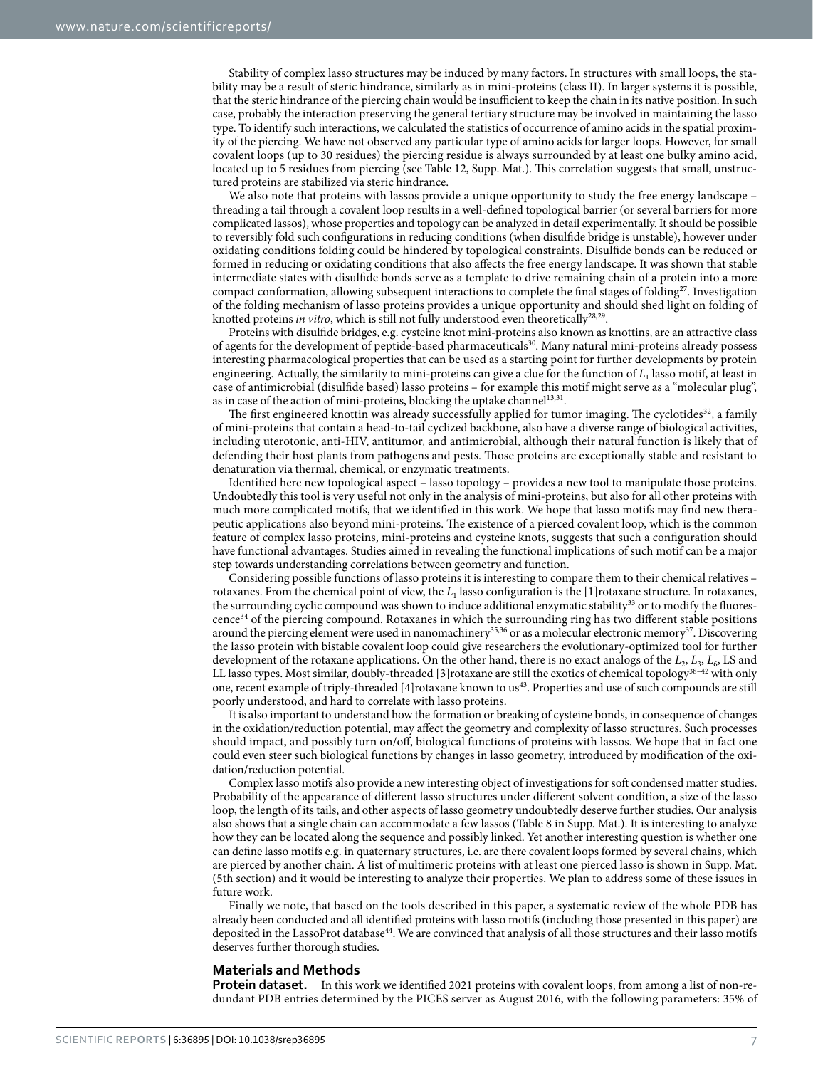Stability of complex lasso structures may be induced by many factors. In structures with small loops, the stability may be a result of steric hindrance, similarly as in mini-proteins (class II). In larger systems it is possible, that the steric hindrance of the piercing chain would be insufficient to keep the chain in its native position. In such case, probably the interaction preserving the general tertiary structure may be involved in maintaining the lasso type. To identify such interactions, we calculated the statistics of occurrence of amino acids in the spatial proximity of the piercing. We have not observed any particular type of amino acids for larger loops. However, for small covalent loops (up to 30 residues) the piercing residue is always surrounded by at least one bulky amino acid, located up to 5 residues from piercing (see Table 12, Supp. Mat.). This correlation suggests that small, unstructured proteins are stabilized via steric hindrance.

We also note that proteins with lassos provide a unique opportunity to study the free energy landscape – threading a tail through a covalent loop results in a well-defined topological barrier (or several barriers for more complicated lassos), whose properties and topology can be analyzed in detail experimentally. It should be possible to reversibly fold such configurations in reducing conditions (when disulfide bridge is unstable), however under oxidating conditions folding could be hindered by topological constraints. Disulfide bonds can be reduced or formed in reducing or oxidating conditions that also affects the free energy landscape. It was shown that stable intermediate states with disulfide bonds serve as a template to drive remaining chain of a protein into a more compact conformation, allowing subsequent interactions to complete the final stages of folding[27]. Investigation of the folding mechanism of lasso proteins provides a unique opportunity and should shed light on folding of knotted proteins *in vitro*, which is still not fully understood even theoretically[28,29].

Proteins with disulfide bridges, e.g. cysteine knot mini-proteins also known as knottins, are an attractive class of agents for the development of peptide-based pharmaceuticals[30]. Many natural mini-proteins already possess interesting pharmacological properties that can be used as a starting point for further developments by protein engineering. Actually, the similarity to mini-proteins can give a clue for the function of $L_1$ lasso motif, at least in case of antimicrobial (disulfide based) lasso proteins – for example this motif might serve as a "molecular plug", as in case of the action of mini-proteins, blocking the uptake channel[13,31].

The first engineered knottin was already successfully applied for tumor imaging. The cyclotides[32], a family of mini-proteins that contain a head-to-tail cyclized backbone, also have a diverse range of biological activities, including uterotonic, anti-HIV, antitumor, and antimicrobial, although their natural function is likely that of defending their host plants from pathogens and pests. Those proteins are exceptionally stable and resistant to denaturation via thermal, chemical, or enzymatic treatments.

Identified here new topological aspect – lasso topology – provides a new tool to manipulate those proteins. Undoubtedly this tool is very useful not only in the analysis of mini-proteins, but also for all other proteins with much more complicated motifs, that we identified in this work. We hope that lasso motifs may find new therapeutic applications also beyond mini-proteins. The existence of a pierced covalent loop, which is the common feature of complex lasso proteins, mini-proteins and cysteine knots, suggests that such a configuration should have functional advantages. Studies aimed in revealing the functional implications of such motif can be a major step towards understanding correlations between geometry and function.

Considering possible functions of lasso proteins it is interesting to compare them to their chemical relatives – rotaxanes. From the chemical point of view, the $L_1$ lasso configuration is the [1]rotaxane structure. In rotaxanes, the surrounding cyclic compound was shown to induce additional enzymatic stability[33] or to modify the fluorescence[34] of the piercing compound. Rotaxanes in which the surrounding ring has two different stable positions around the piercing element were used in nanomachinery[35,36] or as a molecular electronic memory[37]. Discovering the lasso protein with bistable covalent loop could give researchers the evolutionary-optimized tool for further development of the rotaxane applications. On the other hand, there is no exact analogs of the $L_2$, $L_3$, $L_6$, LS and LL lasso types. Most similar, doubly-threaded [3]rotaxane are still the exotics of chemical topology[38–42] with only one, recent example of triply-threaded [4]rotaxane known to us[43]. Properties and use of such compounds are still poorly understood, and hard to correlate with lasso proteins.

It is also important to understand how the formation or breaking of cysteine bonds, in consequence of changes in the oxidation/reduction potential, may affect the geometry and complexity of lasso structures. Such processes should impact, and possibly turn on/off, biological functions of proteins with lassos. We hope that in fact one could even steer such biological functions by changes in lasso geometry, introduced by modification of the oxidation/reduction potential.

Complex lasso motifs also provide a new interesting object of investigations for soft condensed matter studies. Probability of the appearance of different lasso structures under different solvent condition, a size of the lasso loop, the length of its tails, and other aspects of lasso geometry undoubtedly deserve further studies. Our analysis also shows that a single chain can accommodate a few lassos (Table 8 in Supp. Mat.). It is interesting to analyze how they can be located along the sequence and possibly linked. Yet another interesting question is whether one can define lasso motifs e.g. in quaternary structures, i.e. are there covalent loops formed by several chains, which are pierced by another chain. A list of multimeric proteins with at least one pierced lasso is shown in Supp. Mat. (5th section) and it would be interesting to analyze their properties. We plan to address some of these issues in future work.

Finally we note, that based on the tools described in this paper, a systematic review of the whole PDB has already been conducted and all identified proteins with lasso motifs (including those presented in this paper) are deposited in the LassoProt database[44]. We are convinced that analysis of all those structures and their lasso motifs deserves further thorough studies.

## Materials and Methods

**Protein dataset.** In this work we identified 2021 proteins with covalent loops, from among a list of non-redundant PDB entries determined by the PICES server as August 2016, with the following parameters: 35% of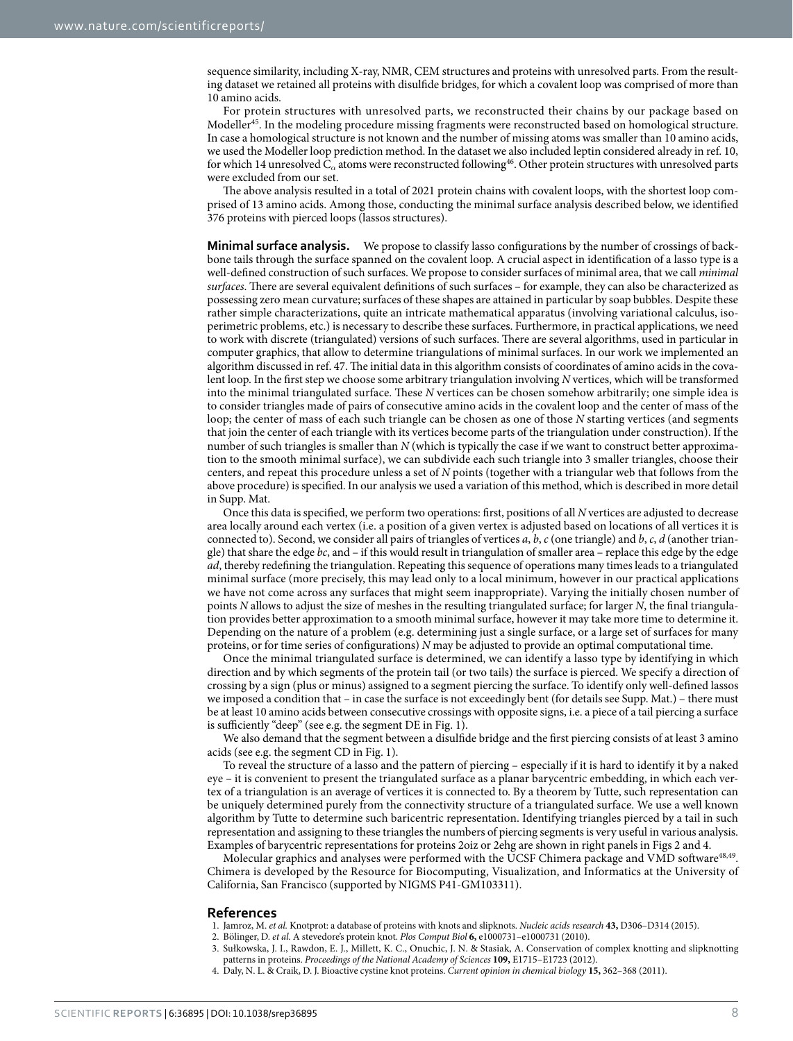sequence similarity, including X-ray, NMR, CEM structures and proteins with unresolved parts. From the resulting dataset we retained all proteins with disulfide bridges, for which a covalent loop was comprised of more than 10 amino acids.

For protein structures with unresolved parts, we reconstructed their chains by our package based on Modeller[45]. In the modeling procedure missing fragments were reconstructed based on homological structure. In case a homological structure is not known and the number of missing atoms was smaller than 10 amino acids, we used the Modeller loop prediction method. In the dataset we also included leptin considered already in ref. 10, for which 14 unresolved $C_\alpha$ atoms were reconstructed following[46]. Other protein structures with unresolved parts were excluded from our set.

The above analysis resulted in a total of 2021 protein chains with covalent loops, with the shortest loop comprised of 13 amino acids. Among those, conducting the minimal surface analysis described below, we identified 376 proteins with pierced loops (lassos structures).

**Minimal surface analysis.** We propose to classify lasso configurations by the number of crossings of backbone tails through the surface spanned on the covalent loop. A crucial aspect in identification of a lasso type is a well-defined construction of such surfaces. We propose to consider surfaces of minimal area, that we call *minimal surfaces*. There are several equivalent definitions of such surfaces – for example, they can also be characterized as possessing zero mean curvature; surfaces of these shapes are attained in particular by soap bubbles. Despite these rather simple characterizations, quite an intricate mathematical apparatus (involving variational calculus, isoperimetric problems, etc.) is necessary to describe these surfaces. Furthermore, in practical applications, we need to work with discrete (triangulated) versions of such surfaces. There are several algorithms, used in particular in computer graphics, that allow to determine triangulations of minimal surfaces. In our work we implemented an algorithm discussed in ref. 47. The initial data in this algorithm consists of coordinates of amino acids in the covalent loop. In the first step we choose some arbitrary triangulation involving $N$ vertices, which will be transformed into the minimal triangulated surface. These $N$ vertices can be chosen somehow arbitrarily; one simple idea is to consider triangles made of pairs of consecutive amino acids in the covalent loop and the center of mass of the loop; the center of mass of each such triangle can be chosen as one of those $N$ starting vertices (and segments that join the center of each triangle with its vertices become parts of the triangulation under construction). If the number of such triangles is smaller than $N$ (which is typically the case if we want to construct better approximation to the smooth minimal surface), we can subdivide each such triangle into 3 smaller triangles, choose their centers, and repeat this procedure unless a set of $N$ points (together with a triangular web that follows from the above procedure) is specified. In our analysis we used a variation of this method, which is described in more detail in Supp. Mat.

Once this data is specified, we perform two operations: first, positions of all $N$ vertices are adjusted to decrease area locally around each vertex (i.e. a position of a given vertex is adjusted based on locations of all vertices it is connected to). Second, we consider all pairs of triangles of vertices $a$, $b$, $c$ (one triangle) and $b$, $c$, $d$ (another triangle) that share the edge $bc$, and – if this would result in triangulation of smaller area – replace this edge by the edge $ad$, thereby redefining the triangulation. Repeating this sequence of operations many times leads to a triangulated minimal surface (more precisely, this may lead only to a local minimum, however in our practical applications we have not come across any surfaces that might seem inappropriate). Varying the initially chosen number of points $N$ allows to adjust the size of meshes in the resulting triangulated surface; for larger $N$, the final triangulation provides better approximation to a smooth minimal surface, however it may take more time to determine it. Depending on the nature of a problem (e.g. determining just a single surface, or a large set of surfaces for many proteins, or for time series of configurations) $N$ may be adjusted to provide an optimal computational time.

Once the minimal triangulated surface is determined, we can identify a lasso type by identifying in which direction and by which segments of the protein tail (or two tails) the surface is pierced. We specify a direction of crossing by a sign (plus or minus) assigned to a segment piercing the surface. To identify only well-defined lassos we imposed a condition that – in case the surface is not exceedingly bent (for details see Supp. Mat.) – there must be at least 10 amino acids between consecutive crossings with opposite signs, i.e. a piece of a tail piercing a surface is sufficiently "deep" (see e.g. the segment DE in Fig. 1).

We also demand that the segment between a disulfide bridge and the first piercing consists of at least 3 amino acids (see e.g. the segment CD in Fig. 1).

To reveal the structure of a lasso and the pattern of piercing – especially if it is hard to identify it by a naked eye – it is convenient to present the triangulated surface as a planar barycentric embedding, in which each vertex of a triangulation is an average of vertices it is connected to. By a theorem by Tutte, such representation can be uniquely determined purely from the connectivity structure of a triangulated surface. We use a well known algorithm by Tutte to determine such baricentric representation. Identifying triangles pierced by a tail in such representation and assigning to these triangles the numbers of piercing segments is very useful in various analysis. Examples of barycentric representations for proteins 2oiz or 2ehg are shown in right panels in Figs 2 and 4.

Molecular graphics and analyses were performed with the UCSF Chimera package and VMD software[48,49]. Chimera is developed by the Resource for Biocomputing, Visualization, and Informatics at the University of California, San Francisco (supported by NIGMS P41-GM103311).

## References

1. Jamroz, M. *et al.* Knotprot: a database of proteins with knots and slipknots. *Nucleic acids research* **43,** D306–D314 (2015).
2. Bölinger, D. *et al.* A stevedore's protein knot. *Plos Comput Biol* **6,** e1000731–e1000731 (2010).
3. Sułkowska, J. I., Rawdon, E. J., Millett, K. C., Onuchic, J. N. & Stasiak, A. Conservation of complex knotting and slipknotting patterns in proteins. *Proceedings of the National Academy of Sciences* **109,** E1715–E1723 (2012).
4. Daly, N. L. & Craik, D. J. Bioactive cystine knot proteins. *Current opinion in chemical biology* **15,** 362–368 (2011).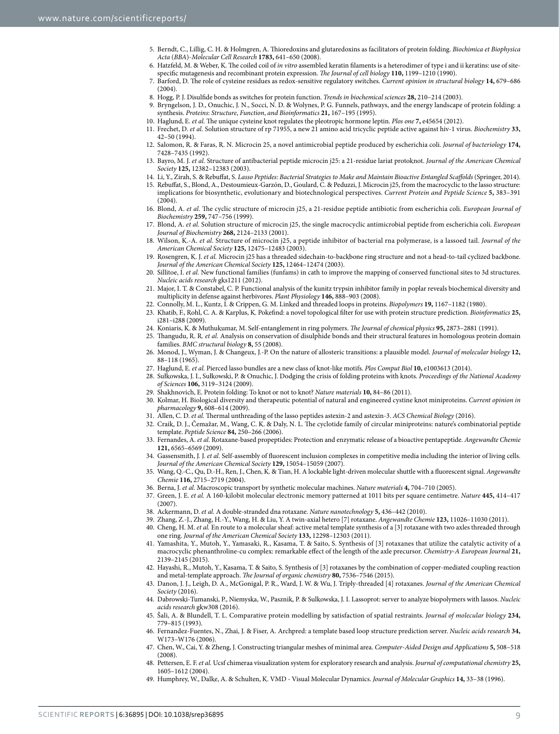5. Berndt, C., Lillig, C. H. & Holmgren, A. Thioredoxins and glutaredoxins as facilitators of protein folding. *Biochimica et Biophysica Acta (BBA)-Molecular Cell Research* **1783,** 641–650 (2008).
6. Hatzfeld, M. & Weber, K. The coiled coil of *in vitro* assembled keratin filaments is a heterodimer of type i and ii keratins: use of site-specific mutagenesis and recombinant protein expression. *The Journal of cell biology* **110,** 1199–1210 (1990).
7. Barford, D. The role of cysteine residues as redox-sensitive regulatory switches. *Current opinion in structural biology* **14,** 679–686 (2004).
8. Hogg, P. J. Disulfide bonds as switches for protein function. *Trends in biochemical sciences* **28,** 210–214 (2003).
9. Bryngelson, J. D., Onuchic, J. N., Socci, N. D. & Wolynes, P. G. Funnels, pathways, and the energy landscape of protein folding: a synthesis. *Proteins: Structure, Function, and Bioinformatics* **21,** 167–195 (1995).
10. Haglund, E. *et al.* The unique cysteine knot regulates the pleotropic hormone leptin. *Plos one* **7,** e45654 (2012).
11. Frechet, D. *et al.* Solution structure of rp 71955, a new 21 amino acid tricyclic peptide active against hiv-1 virus. *Biochemistry* **33,** 42–50 (1994).
12. Salomon, R. & Faras, R. N. Microcin 25, a novel antimicrobial peptide produced by escherichia coli. *Journal of bacteriology* **174,** 7428–7435 (1992).
13. Bayro, M. J. *et al.* Structure of antibacterial peptide microcin j25: a 21-residue lariat protoknot. *Journal of the American Chemical Society* **125,** 12382–12383 (2003).
14. Li, Y., Zirah, S. & Rebuffat, S. *Lasso Peptides: Bacterial Strategies to Make and Maintain Bioactive Entangled Scaffolds* (Springer, 2014).
15. Rebuffat, S., Blond, A., Destoumieux-Garzón, D., Goulard, C. & Peduzzi, J. Microcin j25, from the macrocyclic to the lasso structure: implications for biosynthetic, evolutionary and biotechnological perspectives. *Current Protein and Peptide Science* **5,** 383–391 (2004).
16. Blond, A. *et al.* The cyclic structure of microcin j25, a 21-residue peptide antibiotic from escherichia coli. *European Journal of Biochemistry* **259,** 747–756 (1999).
17. Blond, A. *et al.* Solution structure of microcin j25, the single macrocyclic antimicrobial peptide from escherichia coli. *European Journal of Biochemistry* **268,** 2124–2133 (2001).
18. Wilson, K.-A. *et al.* Structure of microcin j25, a peptide inhibitor of bacterial rna polymerase, is a lassoed tail. *Journal of the American Chemical Society* **125,** 12475–12483 (2003).
19. Rosengren, K. J. *et al.* Microcin j25 has a threaded sidechain-to-backbone ring structure and not a head-to-tail cyclized backbone. *Journal of the American Chemical Society* **125,** 12464–12474 (2003).
20. Sillitoe, I. *et al.* New functional families (funfams) in cath to improve the mapping of conserved functional sites to 3d structures. *Nucleic acids research* gks1211 (2012).
21. Major, I. T. & Constabel, C. P. Functional analysis of the kunitz trypsin inhibitor family in poplar reveals biochemical diversity and multiplicity in defense against herbivores. *Plant Physiology* **146,** 888–903 (2008).
22. Connolly, M. L., Kuntz, I. & Crippen, G. M. Linked and threaded loops in proteins. *Biopolymers* **19,** 1167–1182 (1980).
23. Khatib, F., Rohl, C. A. & Karplus, K. Pokefind: a novel topological filter for use with protein structure prediction. *Bioinformatics* **25,** i281–i288 (2009).
24. Koniaris, K. & Muthukumar, M. Self-entanglement in ring polymers. *The Journal of chemical physics* **95,** 2873–2881 (1991).
25. Thangudu, R. R. *et al.* Analysis on conservation of disulphide bonds and their structural features in homologous protein domain families. *BMC structural biology* **8,** 55 (2008).
26. Monod, J., Wyman, J. & Changeux, J.-P. On the nature of allosteric transitions: a plausible model. *Journal of molecular biology* **12,** 88–118 (1965).
27. Haglund, E. *et al.* Pierced lasso bundles are a new class of knot-like motifs. *Plos Comput Biol* **10,** e1003613 (2014).
28. Sułkowska, J. I., Sułkowski, P. & Onuchic, J. Dodging the crisis of folding proteins with knots. *Proceedings of the National Academy of Sciences* **106,** 3119–3124 (2009).
29. Shakhnovich, E. Protein folding: To knot or not to knot? *Nature materials* **10,** 84–86 (2011).
30. Kolmar, H. Biological diversity and therapeutic potential of natural and engineered cystine knot miniproteins. *Current opinion in pharmacology* **9,** 608–614 (2009).
31. Allen, C. D. *et al.* Thermal unthreading of the lasso peptides astexin-2 and astexin-3. *ACS Chemical Biology* (2016).
32. Craik, D. J., Čemažar, M., Wang, C. K. & Daly, N. L. The cyclotide family of circular miniproteins: nature's combinatorial peptide template. *Peptide Science* **84,** 250–266 (2006).
33. Fernandes, A. *et al.* Rotaxane-based propeptides: Protection and enzymatic release of a bioactive pentapeptide. *Angewandte Chemie* **121,** 6565–6569 (2009).
34. Gassensmith, J. J. *et al.* Self-assembly of fluorescent inclusion complexes in competitive media including the interior of living cells. *Journal of the American Chemical Society* **129,** 15054–15059 (2007).
35. Wang, Q.-C., Qu, D.-H., Ren, J., Chen, K. & Tian, H. A lockable light-driven molecular shuttle with a fluorescent signal. *Angewandte Chemie* **116,** 2715–2719 (2004).
36. Berna, J. *et al.* Macroscopic transport by synthetic molecular machines. *Nature materials* **4,** 704–710 (2005).
37. Green, J. E. *et al.* A 160-kilobit molecular electronic memory patterned at 1011 bits per square centimetre. *Nature* **445,** 414–417 (2007).
38. Ackermann, D. *et al.* A double-stranded dna rotaxane. *Nature nanotechnology* **5,** 436–442 (2010).
39. Zhang, Z.-J., Zhang, H.-Y., Wang, H. & Liu, Y. A twin-axial hetero [7] rotaxane. *Angewandte Chemie* **123,** 11026–11030 (2011).
40. Cheng, H. M. *et al.* En route to a molecular sheaf: active metal template synthesis of a [3] rotaxane with two axles threaded through one ring. *Journal of the American Chemical Society* **133,** 12298–12303 (2011).
41. Yamashita, Y., Mutoh, Y., Yamasaki, R., Kasama, T. & Saito, S. Synthesis of [3] rotaxanes that utilize the catalytic activity of a macrocyclic phenanthroline-cu complex: remarkable effect of the length of the axle precursor. *Chemistry-A European Journal* **21,** 2139–2145 (2015).
42. Hayashi, R., Mutoh, Y., Kasama, T. & Saito, S. Synthesis of [3] rotaxanes by the combination of copper-mediated coupling reaction and metal-template approach. *The Journal of organic chemistry* **80,** 7536–7546 (2015).
43. Danon, J. J., Leigh, D. A., McGonigal, P. R., Ward, J. W. & Wu, J. Triply-threaded [4] rotaxanes. *Journal of the American Chemical Society* (2016).
44. Dabrowski-Tumanski, P., Niemyska, W., Pasznik, P. & Sulkowska, J. I. Lassoprot: server to analyze biopolymers with lassos. *Nucleic acids research* gkw308 (2016).
45. Šali, A. & Blundell, T. L. Comparative protein modelling by satisfaction of spatial restraints. *Journal of molecular biology* **234,** 779–815 (1993).
46. Fernandez-Fuentes, N., Zhai, J. & Fiser, A. Archpred: a template based loop structure prediction server. *Nucleic acids research* **34,** W173–W176 (2006).
47. Chen, W., Cai, Y. & Zheng, J. Constructing triangular meshes of minimal area. *Computer-Aided Design and Applications* **5,** 508–518 (2008).
48. Pettersen, E. F. *et al.* Ucsf chimeraa visualization system for exploratory research and analysis. *Journal of computational chemistry* **25,** 1605–1612 (2004).
49. Humphrey, W., Dalke, A. & Schulten, K. VMD - Visual Molecular Dynamics. *Journal of Molecular Graphics* **14,** 33–38 (1996).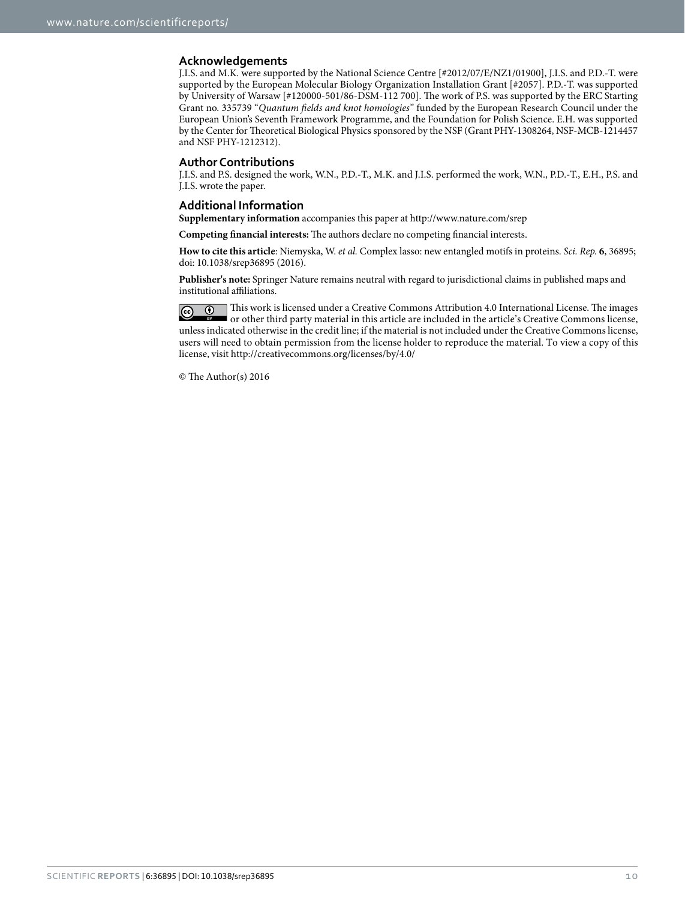## Acknowledgements

J.I.S. and M.K. were supported by the National Science Centre [#2012/07/E/NZ1/01900], J.I.S. and P.D.-T. were supported by the European Molecular Biology Organization Installation Grant [#2057]. P.D.-T. was supported by University of Warsaw [#120000-501/86-DSM-112 700]. The work of P.S. was supported by the ERC Starting Grant no. 335739 "*Quantum fields and knot homologies*" funded by the European Research Council under the European Union's Seventh Framework Programme, and the Foundation for Polish Science. E.H. was supported by the Center for Theoretical Biological Physics sponsored by the NSF (Grant PHY-1308264, NSF-MCB-1214457 and NSF PHY-1212312).

## Author Contributions

J.I.S. and P.S. designed the work, W.N., P.D.-T., M.K. and J.I.S. performed the work, W.N., P.D.-T., E.H., P.S. and J.I.S. wrote the paper.

## Additional Information

**Supplementary information** accompanies this paper at http://www.nature.com/srep

**Competing financial interests:** The authors declare no competing financial interests.

**How to cite this article**: Niemyska, W. *et al.* Complex lasso: new entangled motifs in proteins. *Sci. Rep.* **6**, 36895; doi: 10.1038/srep36895 (2016).

**Publisher's note:** Springer Nature remains neutral with regard to jurisdictional claims in published maps and institutional affiliations.

This work is licensed under a Creative Commons Attribution 4.0 International License. The images or other third party material in this article are included in the article's Creative Commons license, unless indicated otherwise in the credit line; if the material is not included under the Creative Commons license, users will need to obtain permission from the license holder to reproduce the material. To view a copy of this license, visit http://creativecommons.org/licenses/by/4.0/

© The Author(s) 2016